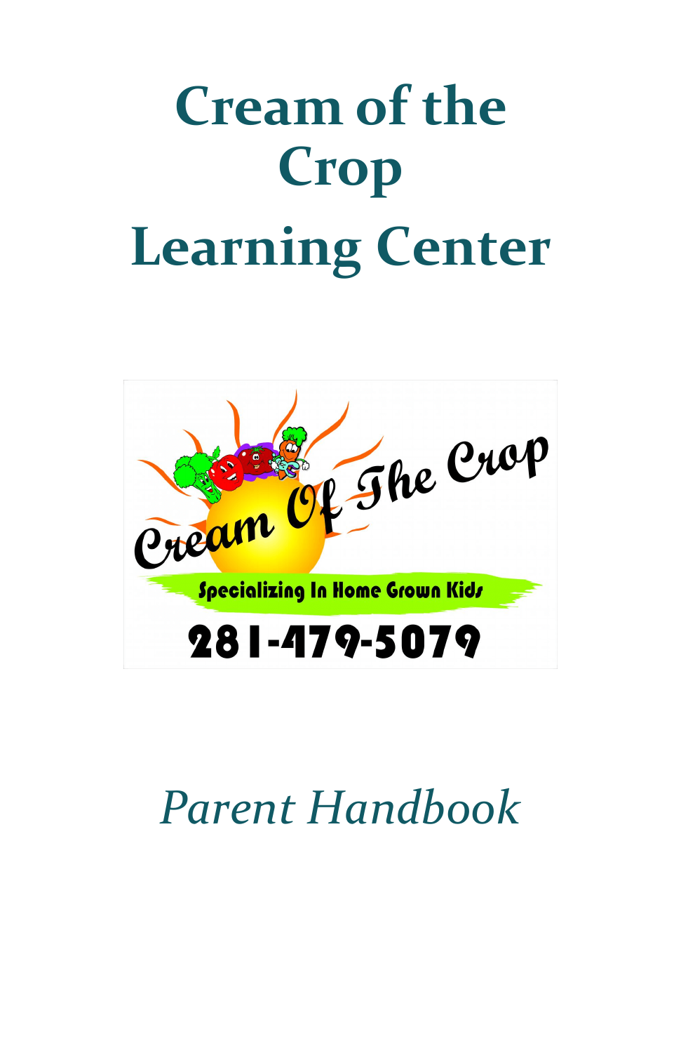# Cream of the Crop

# Learning Center

Cream Of The Crop

Specializing In Home Grown Kids

281-479-5079

*Parent Handbook*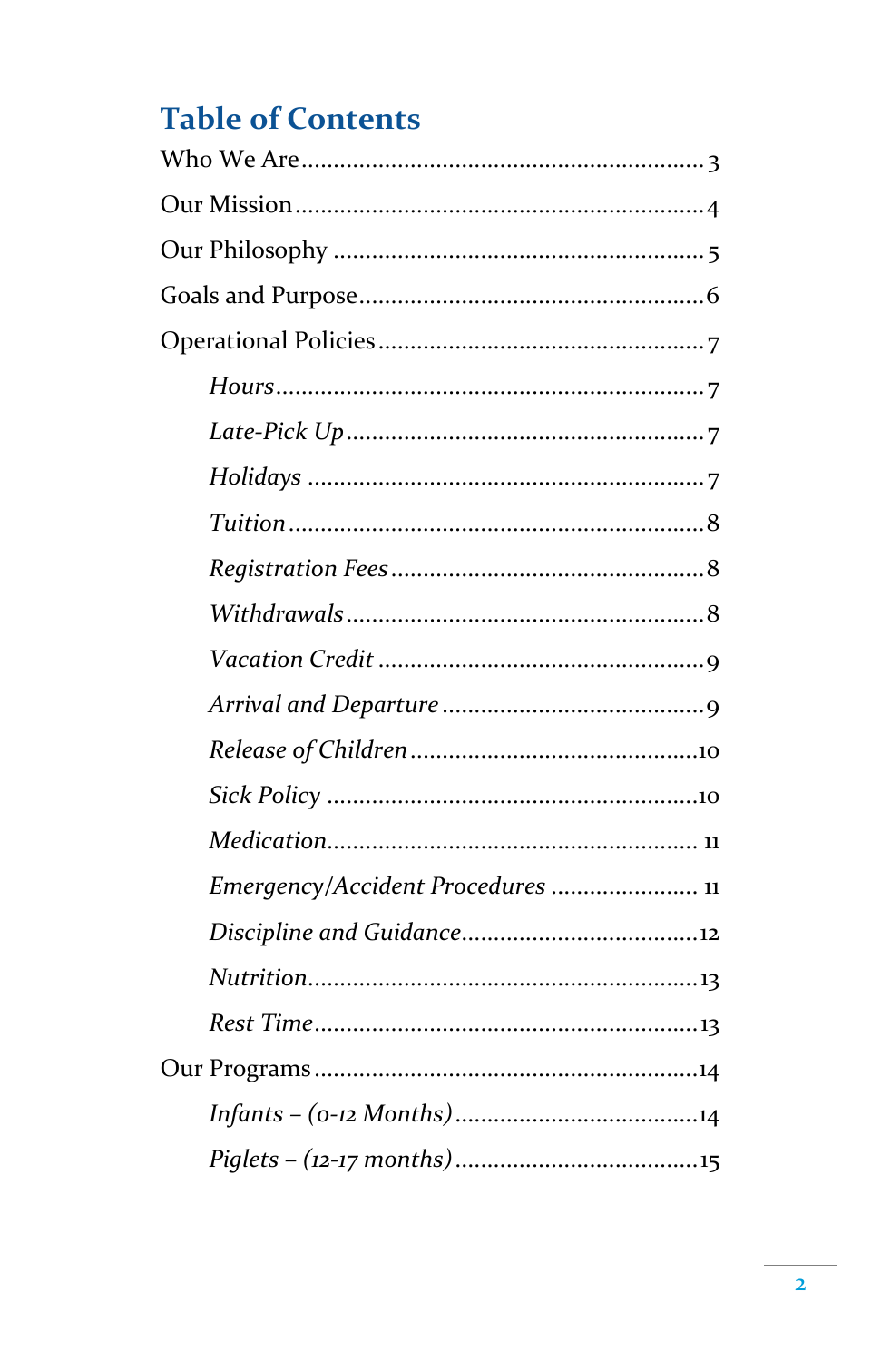## Table of Contents

Who We Are .......... 3

Our Mission .......... 4

Our Philosophy .......... 5

Goals and Purpose .......... 6

Operational Policies .......... 7

- *Hours* .......... 7
- *Late-Pick Up* .......... 7
- *Holidays* .......... 7
- *Tuition* .......... 8
- *Registration Fees* .......... 8
- *Withdrawals* .......... 8
- *Vacation Credit* .......... 9
- *Arrival and Departure* .......... 9
- *Release of Children* .......... 10
- *Sick Policy* .......... 10
- *Medication* .......... 11
- *Emergency/Accident Procedures* .......... 11
- *Discipline and Guidance* .......... 12
- *Nutrition* .......... 13
- *Rest Time* .......... 13

Our Programs .......... 14

- *Infants – (0-12 Months)* .......... 14
- *Piglets – (12-17 months)* .......... 15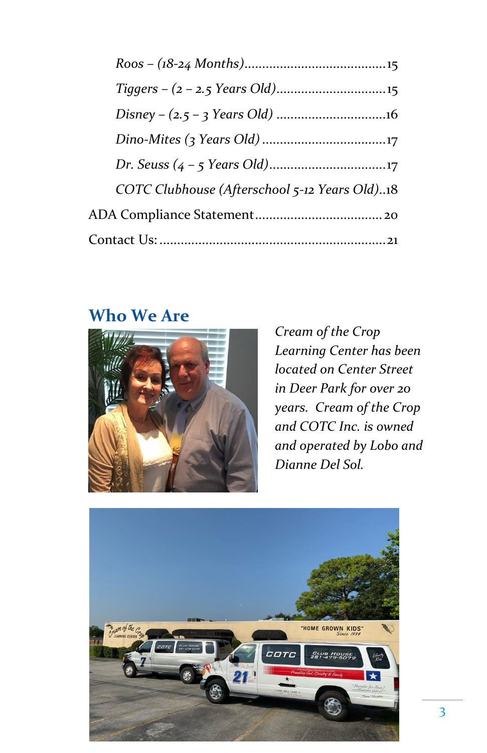*Roos – (18-24 Months)* ........................................ 15

*Tiggers – (2 – 2.5 Years Old)* ............................... 15

*Disney – (2.5 – 3 Years Old)* ............................... 16

*Dino-Mites (3 Years Old)* ................................... 17

*Dr. Seuss (4 – 5 Years Old)* ................................. 17

*COTC Clubhouse (Afterschool 5-12 Years Old)* .. 18

ADA Compliance Statement .................................... 20

Contact Us: ............................................................... 21

## Who We Are

*Cream of the Crop Learning Center has been located on Center Street in Deer Park for over 20 years. Cream of the Crop and COTC Inc. is owned and operated by Lobo and Dianne Del Sol.*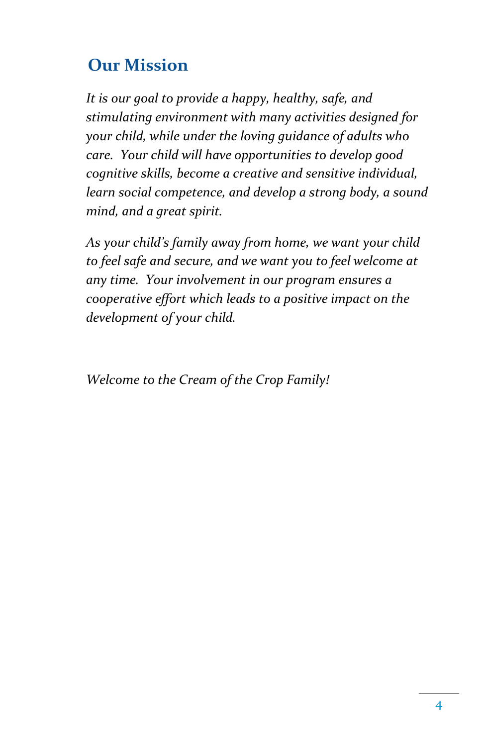## Our Mission

*It is our goal to provide a happy, healthy, safe, and stimulating environment with many activities designed for your child, while under the loving guidance of adults who care. Your child will have opportunities to develop good cognitive skills, become a creative and sensitive individual, learn social competence, and develop a strong body, a sound mind, and a great spirit.*

*As your child's family away from home, we want your child to feel safe and secure, and we want you to feel welcome at any time. Your involvement in our program ensures a cooperative effort which leads to a positive impact on the development of your child.*

*Welcome to the Cream of the Crop Family!*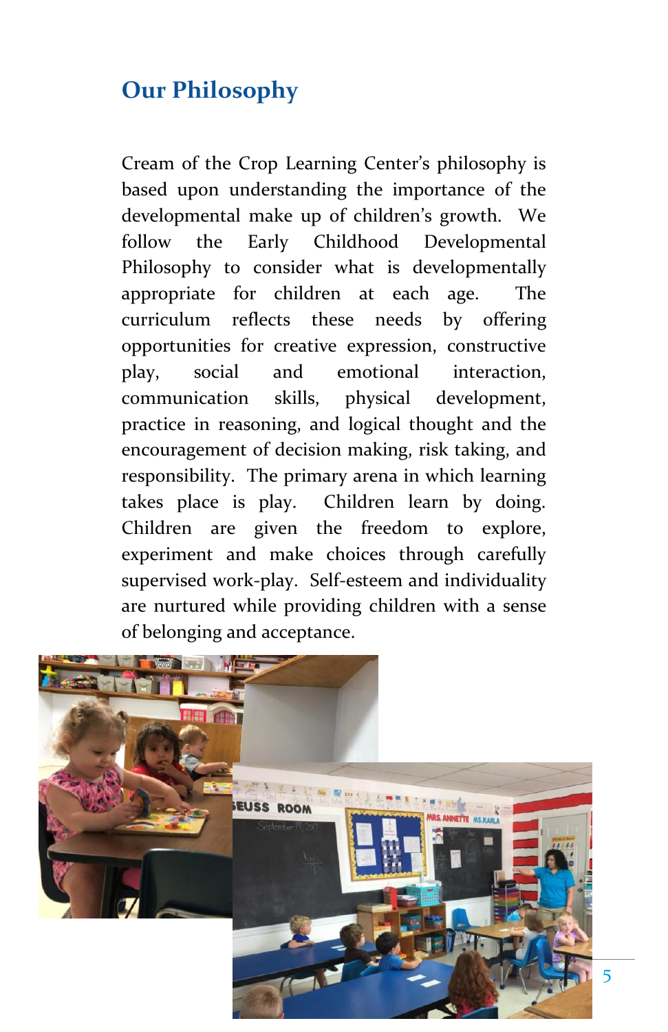## Our Philosophy

Cream of the Crop Learning Center's philosophy is based upon understanding the importance of the developmental make up of children's growth. We follow the Early Childhood Developmental Philosophy to consider what is developmentally appropriate for children at each age. The curriculum reflects these needs by offering opportunities for creative expression, constructive play, social and emotional interaction, communication skills, physical development, practice in reasoning, and logical thought and the encouragement of decision making, risk taking, and responsibility. The primary arena in which learning takes place is play. Children learn by doing. Children are given the freedom to explore, experiment and make choices through carefully supervised work-play. Self-esteem and individuality are nurtured while providing children with a sense of belonging and acceptance.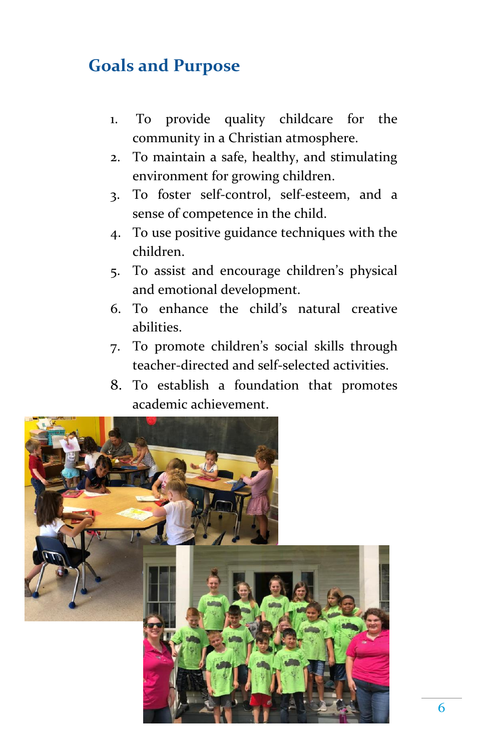## Goals and Purpose

1. To provide quality childcare for the community in a Christian atmosphere.
2. To maintain a safe, healthy, and stimulating environment for growing children.
3. To foster self-control, self-esteem, and a sense of competence in the child.
4. To use positive guidance techniques with the children.
5. To assist and encourage children's physical and emotional development.
6. To enhance the child's natural creative abilities.
7. To promote children's social skills through teacher-directed and self-selected activities.
8. To establish a foundation that promotes academic achievement.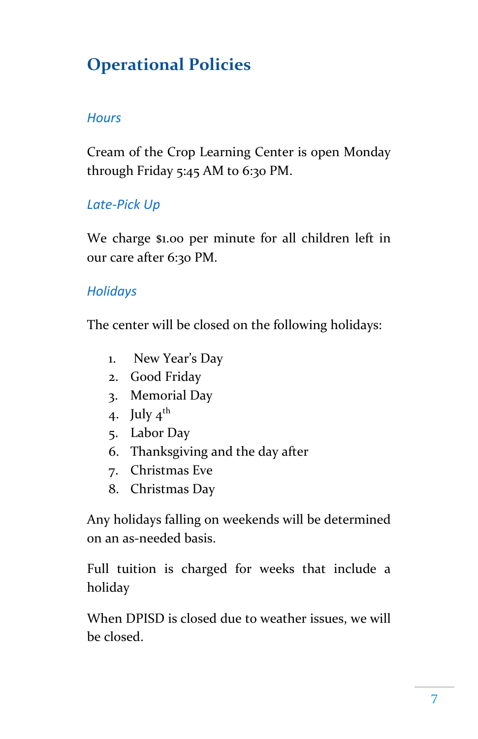# Operational Policies

### *Hours*

Cream of the Crop Learning Center is open Monday through Friday 5:45 AM to 6:30 PM.

### *Late-Pick Up*

We charge $1.00 per minute for all children left in our care after 6:30 PM.

### *Holidays*

The center will be closed on the following holidays:

1. New Year's Day
2. Good Friday
3. Memorial Day
4. July 4th
5. Labor Day
6. Thanksgiving and the day after
7. Christmas Eve
8. Christmas Day

Any holidays falling on weekends will be determined on an as-needed basis.

Full tuition is charged for weeks that include a holiday

When DPISD is closed due to weather issues, we will be closed.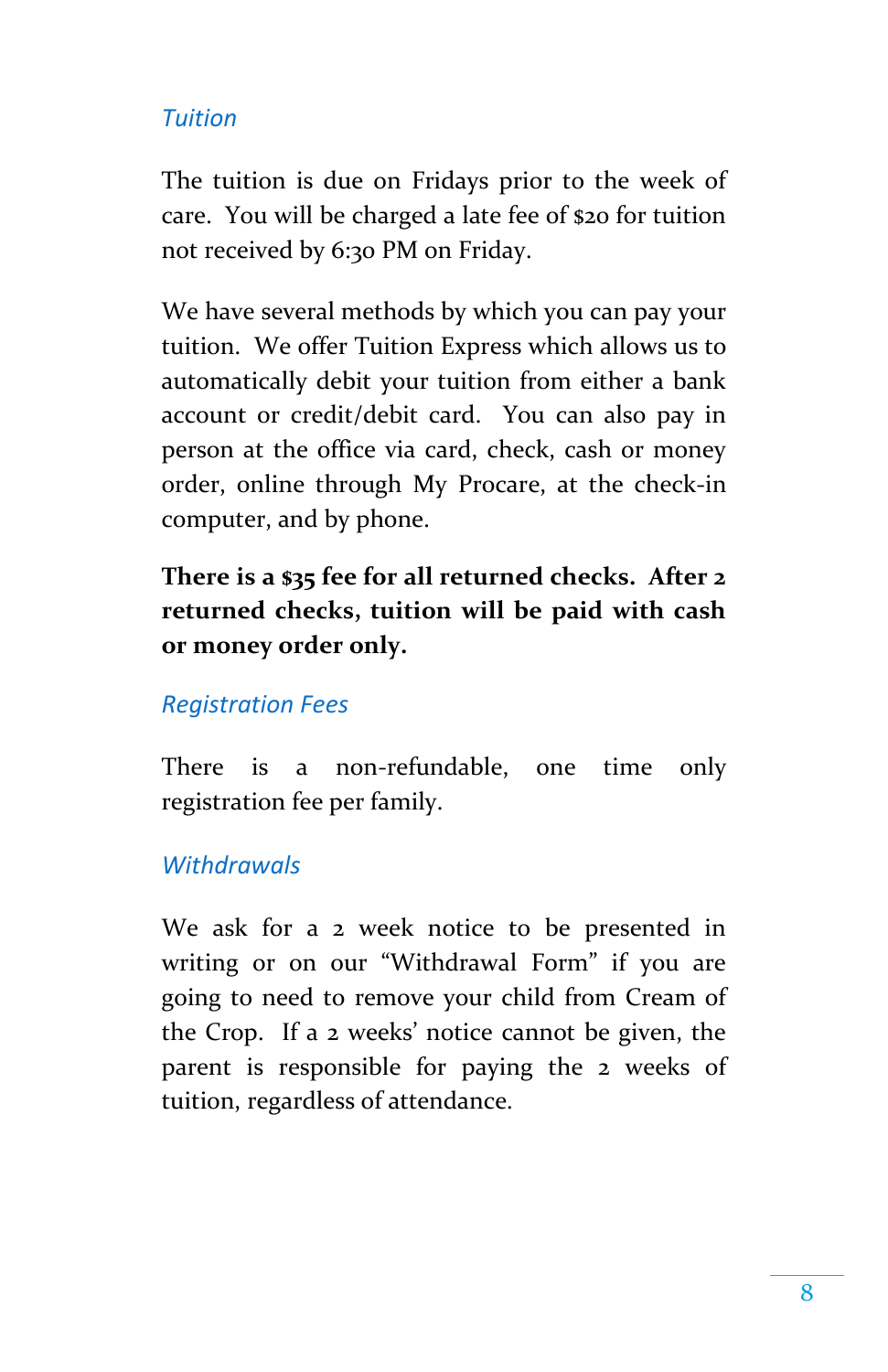## *Tuition*

The tuition is due on Fridays prior to the week of care. You will be charged a late fee of $20 for tuition not received by 6:30 PM on Friday.

We have several methods by which you can pay your tuition. We offer Tuition Express which allows us to automatically debit your tuition from either a bank account or credit/debit card. You can also pay in person at the office via card, check, cash or money order, online through My Procare, at the check-in computer, and by phone.

**There is a $35 fee for all returned checks. After 2 returned checks, tuition will be paid with cash or money order only.**

## *Registration Fees*

There is a non-refundable, one time only registration fee per family.

## *Withdrawals*

We ask for a 2 week notice to be presented in writing or on our "Withdrawal Form" if you are going to need to remove your child from Cream of the Crop. If a 2 weeks' notice cannot be given, the parent is responsible for paying the 2 weeks of tuition, regardless of attendance.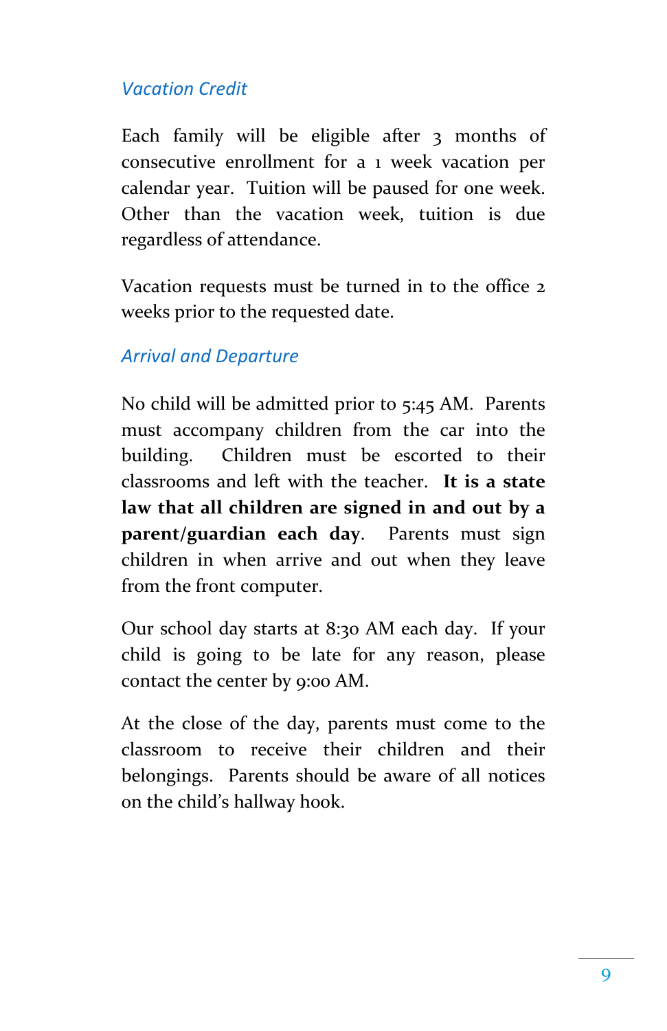### *Vacation Credit*

Each family will be eligible after 3 months of consecutive enrollment for a 1 week vacation per calendar year. Tuition will be paused for one week. Other than the vacation week, tuition is due regardless of attendance.

Vacation requests must be turned in to the office 2 weeks prior to the requested date.

### *Arrival and Departure*

No child will be admitted prior to 5:45 AM. Parents must accompany children from the car into the building. Children must be escorted to their classrooms and left with the teacher. **It is a state law that all children are signed in and out by a parent/guardian each day**. Parents must sign children in when arrive and out when they leave from the front computer.

Our school day starts at 8:30 AM each day. If your child is going to be late for any reason, please contact the center by 9:00 AM.

At the close of the day, parents must come to the classroom to receive their children and their belongings. Parents should be aware of all notices on the child's hallway hook.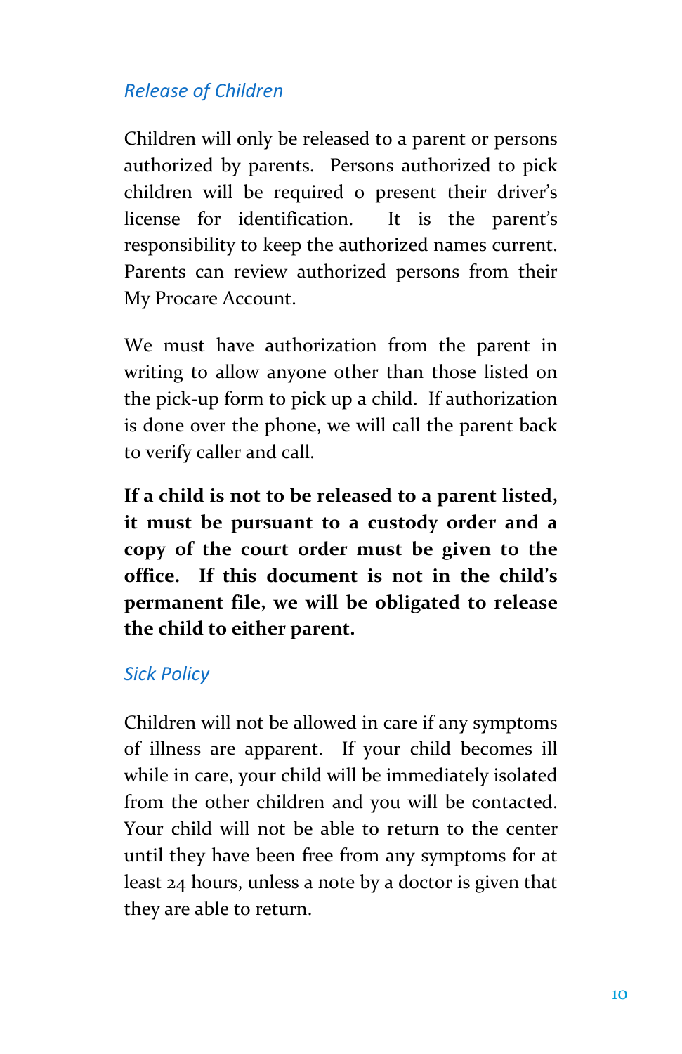### *Release of Children*

Children will only be released to a parent or persons authorized by parents. Persons authorized to pick children will be required o present their driver's license for identification. It is the parent's responsibility to keep the authorized names current. Parents can review authorized persons from their My Procare Account.

We must have authorization from the parent in writing to allow anyone other than those listed on the pick-up form to pick up a child. If authorization is done over the phone, we will call the parent back to verify caller and call.

**If a child is not to be released to a parent listed, it must be pursuant to a custody order and a copy of the court order must be given to the office. If this document is not in the child's permanent file, we will be obligated to release the child to either parent.**

### *Sick Policy*

Children will not be allowed in care if any symptoms of illness are apparent. If your child becomes ill while in care, your child will be immediately isolated from the other children and you will be contacted. Your child will not be able to return to the center until they have been free from any symptoms for at least 24 hours, unless a note by a doctor is given that they are able to return.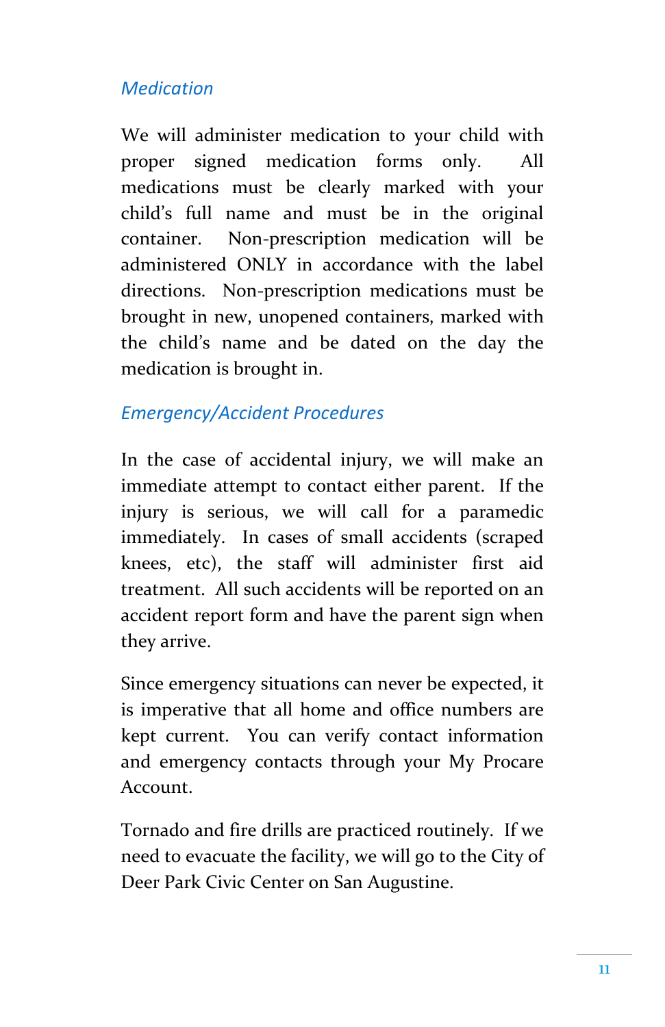### *Medication*

We will administer medication to your child with proper signed medication forms only. All medications must be clearly marked with your child's full name and must be in the original container. Non-prescription medication will be administered ONLY in accordance with the label directions. Non-prescription medications must be brought in new, unopened containers, marked with the child's name and be dated on the day the medication is brought in.

### *Emergency/Accident Procedures*

In the case of accidental injury, we will make an immediate attempt to contact either parent. If the injury is serious, we will call for a paramedic immediately. In cases of small accidents (scraped knees, etc), the staff will administer first aid treatment. All such accidents will be reported on an accident report form and have the parent sign when they arrive.

Since emergency situations can never be expected, it is imperative that all home and office numbers are kept current. You can verify contact information and emergency contacts through your My Procare Account.

Tornado and fire drills are practiced routinely. If we need to evacuate the facility, we will go to the City of Deer Park Civic Center on San Augustine.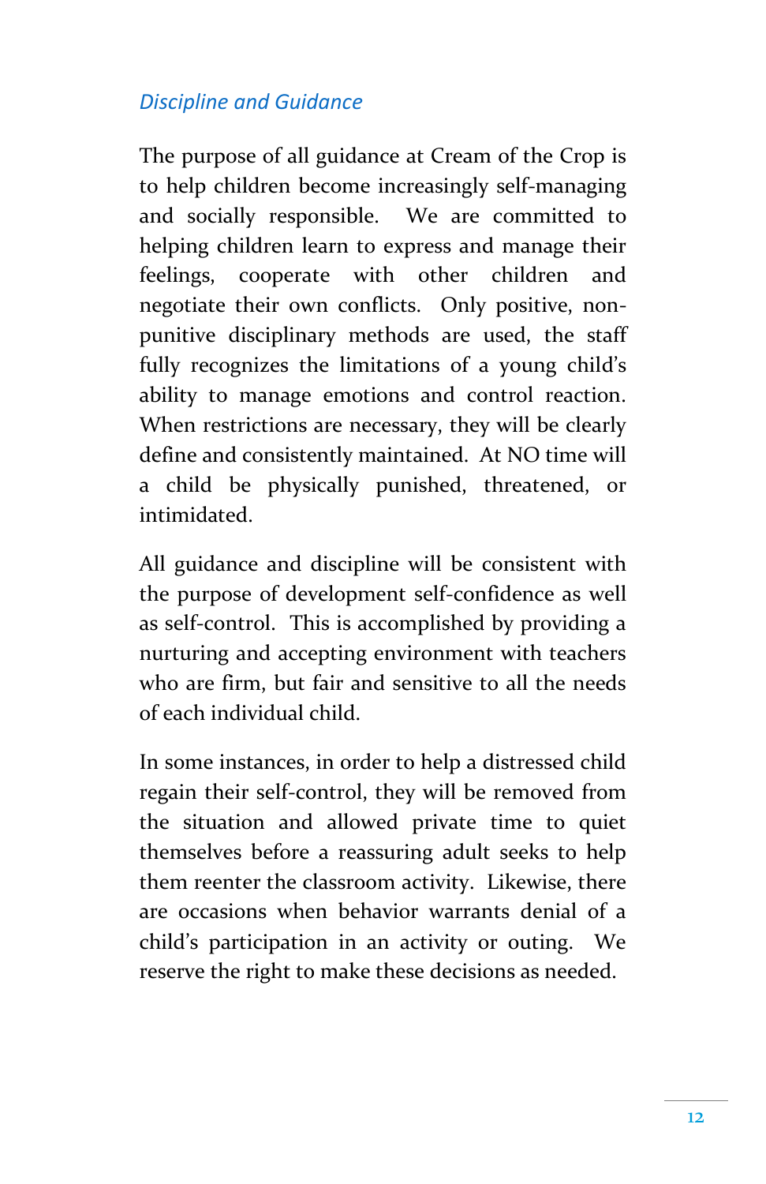*Discipline and Guidance*

The purpose of all guidance at Cream of the Crop is to help children become increasingly self-managing and socially responsible. We are committed to helping children learn to express and manage their feelings, cooperate with other children and negotiate their own conflicts. Only positive, non-punitive disciplinary methods are used, the staff fully recognizes the limitations of a young child's ability to manage emotions and control reaction. When restrictions are necessary, they will be clearly define and consistently maintained. At NO time will a child be physically punished, threatened, or intimidated.

All guidance and discipline will be consistent with the purpose of development self-confidence as well as self-control. This is accomplished by providing a nurturing and accepting environment with teachers who are firm, but fair and sensitive to all the needs of each individual child.

In some instances, in order to help a distressed child regain their self-control, they will be removed from the situation and allowed private time to quiet themselves before a reassuring adult seeks to help them reenter the classroom activity. Likewise, there are occasions when behavior warrants denial of a child's participation in an activity or outing. We reserve the right to make these decisions as needed.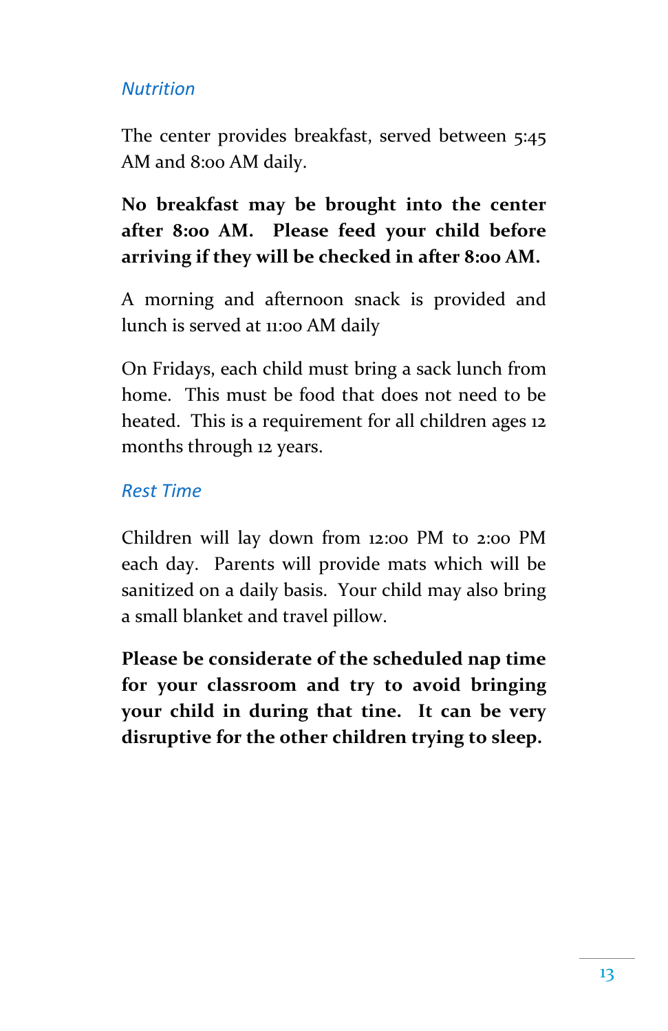### *Nutrition*

The center provides breakfast, served between 5:45 AM and 8:00 AM daily.

**No breakfast may be brought into the center after 8:00 AM. Please feed your child before arriving if they will be checked in after 8:00 AM.**

A morning and afternoon snack is provided and lunch is served at 11:00 AM daily

On Fridays, each child must bring a sack lunch from home. This must be food that does not need to be heated. This is a requirement for all children ages 12 months through 12 years.

### *Rest Time*

Children will lay down from 12:00 PM to 2:00 PM each day. Parents will provide mats which will be sanitized on a daily basis. Your child may also bring a small blanket and travel pillow.

**Please be considerate of the scheduled nap time for your classroom and try to avoid bringing your child in during that tine. It can be very disruptive for the other children trying to sleep.**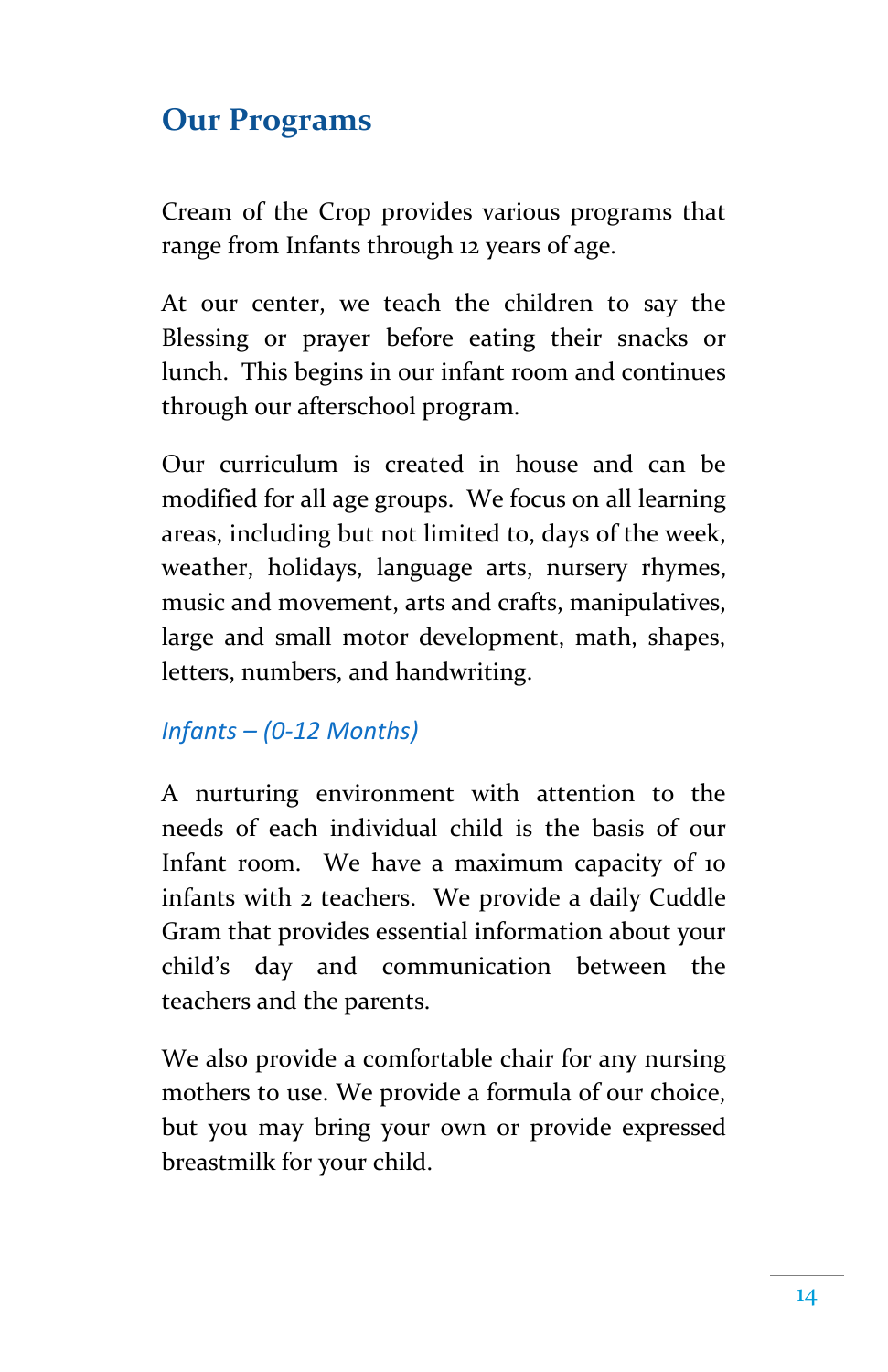## Our Programs

Cream of the Crop provides various programs that range from Infants through 12 years of age.

At our center, we teach the children to say the Blessing or prayer before eating their snacks or lunch. This begins in our infant room and continues through our afterschool program.

Our curriculum is created in house and can be modified for all age groups. We focus on all learning areas, including but not limited to, days of the week, weather, holidays, language arts, nursery rhymes, music and movement, arts and crafts, manipulatives, large and small motor development, math, shapes, letters, numbers, and handwriting.

### *Infants – (0-12 Months)*

A nurturing environment with attention to the needs of each individual child is the basis of our Infant room. We have a maximum capacity of 10 infants with 2 teachers. We provide a daily Cuddle Gram that provides essential information about your child's day and communication between the teachers and the parents.

We also provide a comfortable chair for any nursing mothers to use. We provide a formula of our choice, but you may bring your own or provide expressed breastmilk for your child.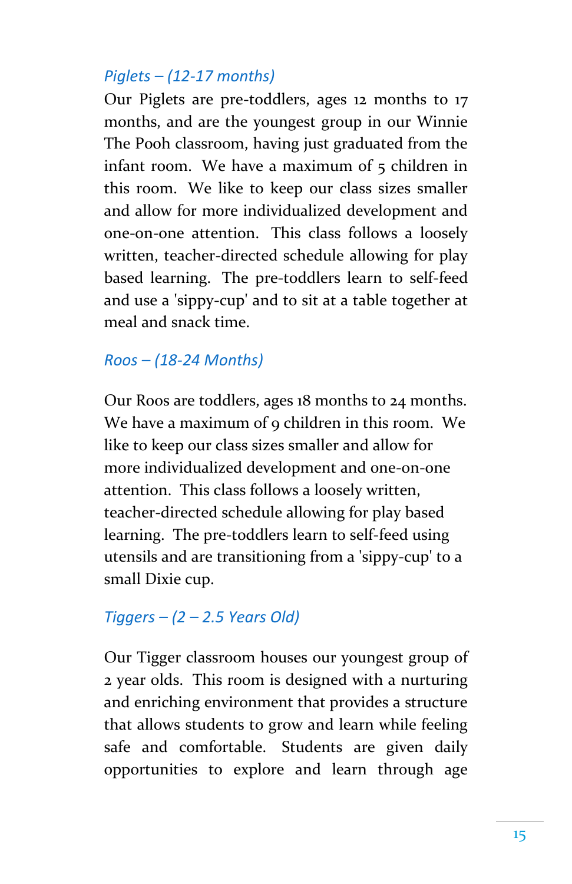### *Piglets – (12-17 months)*

Our Piglets are pre-toddlers, ages 12 months to 17 months, and are the youngest group in our Winnie The Pooh classroom, having just graduated from the infant room. We have a maximum of 5 children in this room. We like to keep our class sizes smaller and allow for more individualized development and one-on-one attention. This class follows a loosely written, teacher-directed schedule allowing for play based learning. The pre-toddlers learn to self-feed and use a 'sippy-cup' and to sit at a table together at meal and snack time.

### *Roos – (18-24 Months)*

Our Roos are toddlers, ages 18 months to 24 months. We have a maximum of 9 children in this room. We like to keep our class sizes smaller and allow for more individualized development and one-on-one attention. This class follows a loosely written, teacher-directed schedule allowing for play based learning. The pre-toddlers learn to self-feed using utensils and are transitioning from a 'sippy-cup' to a small Dixie cup.

### *Tiggers – (2 – 2.5 Years Old)*

Our Tigger classroom houses our youngest group of 2 year olds. This room is designed with a nurturing and enriching environment that provides a structure that allows students to grow and learn while feeling safe and comfortable. Students are given daily opportunities to explore and learn through age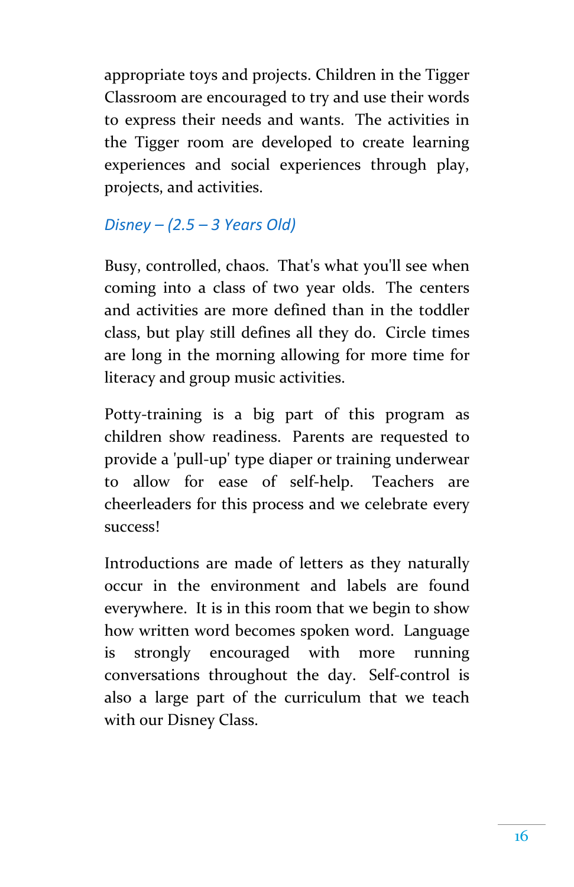appropriate toys and projects. Children in the Tigger Classroom are encouraged to try and use their words to express their needs and wants. The activities in the Tigger room are developed to create learning experiences and social experiences through play, projects, and activities.

### *Disney – (2.5 – 3 Years Old)*

Busy, controlled, chaos. That's what you'll see when coming into a class of two year olds. The centers and activities are more defined than in the toddler class, but play still defines all they do. Circle times are long in the morning allowing for more time for literacy and group music activities.

Potty-training is a big part of this program as children show readiness. Parents are requested to provide a 'pull-up' type diaper or training underwear to allow for ease of self-help. Teachers are cheerleaders for this process and we celebrate every success!

Introductions are made of letters as they naturally occur in the environment and labels are found everywhere. It is in this room that we begin to show how written word becomes spoken word. Language is strongly encouraged with more running conversations throughout the day. Self-control is also a large part of the curriculum that we teach with our Disney Class.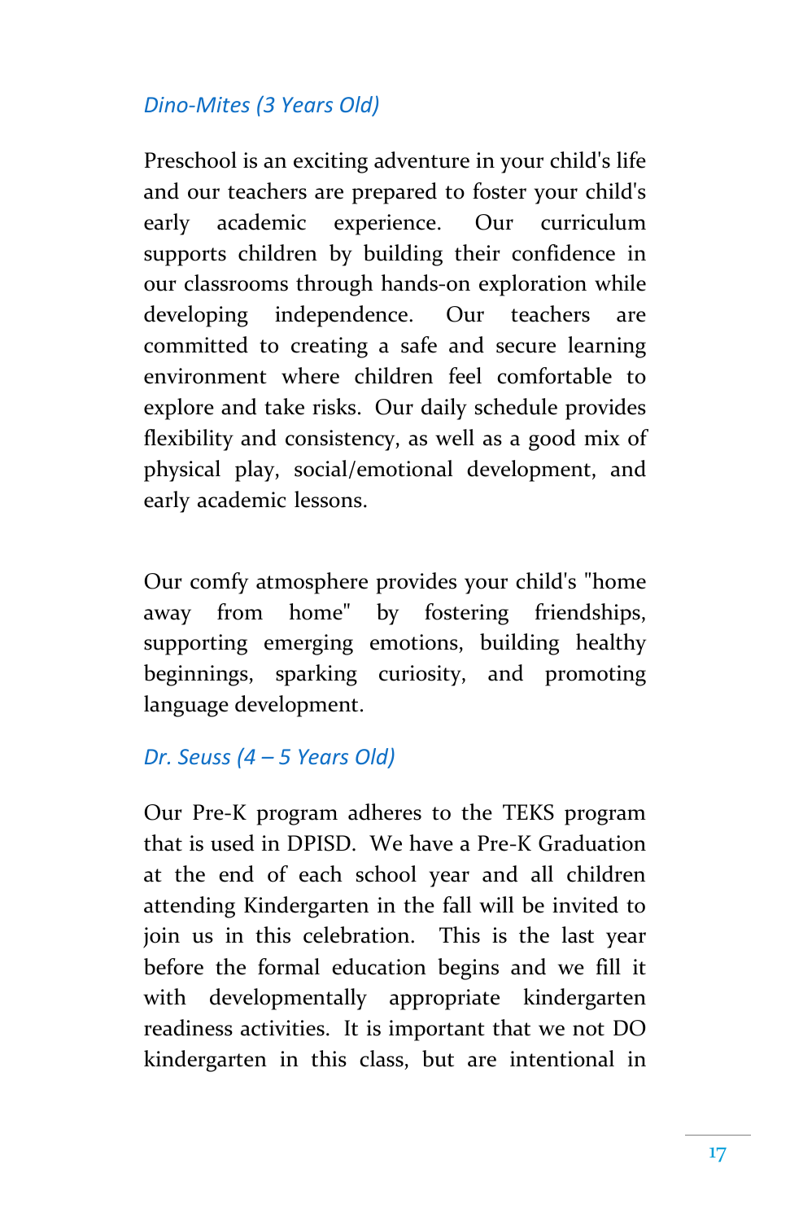### *Dino-Mites (3 Years Old)*

Preschool is an exciting adventure in your child's life and our teachers are prepared to foster your child's early academic experience. Our curriculum supports children by building their confidence in our classrooms through hands-on exploration while developing independence. Our teachers are committed to creating a safe and secure learning environment where children feel comfortable to explore and take risks. Our daily schedule provides flexibility and consistency, as well as a good mix of physical play, social/emotional development, and early academic lessons.

Our comfy atmosphere provides your child's "home away from home" by fostering friendships, supporting emerging emotions, building healthy beginnings, sparking curiosity, and promoting language development.

### *Dr. Seuss (4 – 5 Years Old)*

Our Pre-K program adheres to the TEKS program that is used in DPISD. We have a Pre-K Graduation at the end of each school year and all children attending Kindergarten in the fall will be invited to join us in this celebration. This is the last year before the formal education begins and we fill it with developmentally appropriate kindergarten readiness activities. It is important that we not DO kindergarten in this class, but are intentional in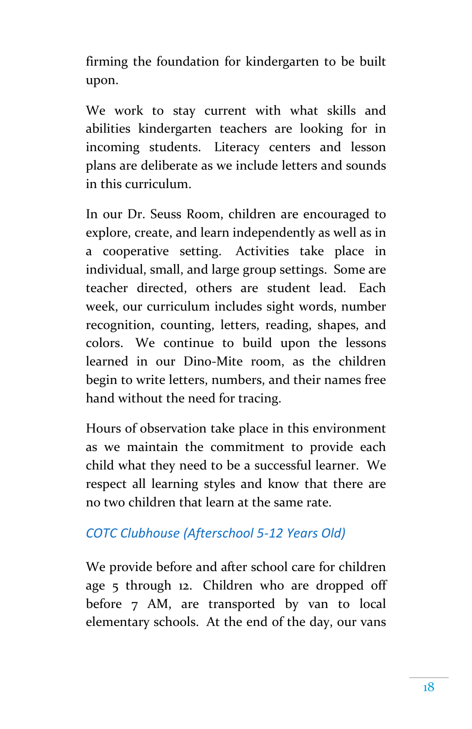firming the foundation for kindergarten to be built upon.

We work to stay current with what skills and abilities kindergarten teachers are looking for in incoming students. Literacy centers and lesson plans are deliberate as we include letters and sounds in this curriculum.

In our Dr. Seuss Room, children are encouraged to explore, create, and learn independently as well as in a cooperative setting. Activities take place in individual, small, and large group settings. Some are teacher directed, others are student lead. Each week, our curriculum includes sight words, number recognition, counting, letters, reading, shapes, and colors. We continue to build upon the lessons learned in our Dino-Mite room, as the children begin to write letters, numbers, and their names free hand without the need for tracing.

Hours of observation take place in this environment as we maintain the commitment to provide each child what they need to be a successful learner. We respect all learning styles and know that there are no two children that learn at the same rate.

### *COTC Clubhouse (Afterschool 5-12 Years Old)*

We provide before and after school care for children age 5 through 12. Children who are dropped off before 7 AM, are transported by van to local elementary schools. At the end of the day, our vans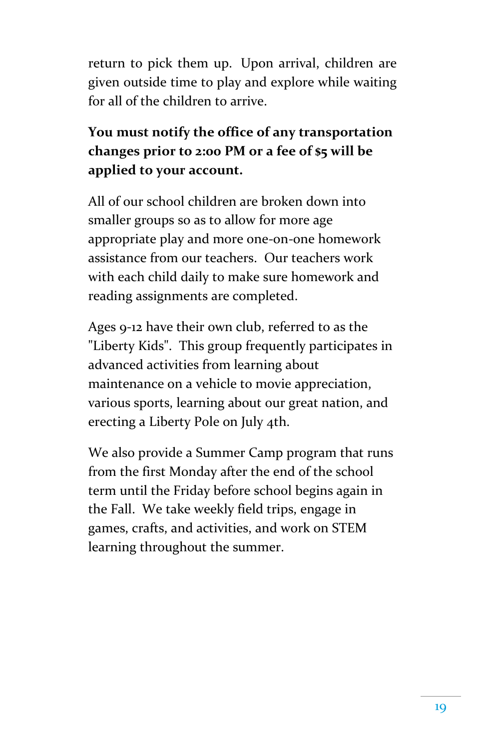return to pick them up. Upon arrival, children are given outside time to play and explore while waiting for all of the children to arrive.

**You must notify the office of any transportation changes prior to 2:00 PM or a fee of $5 will be applied to your account.**

All of our school children are broken down into smaller groups so as to allow for more age appropriate play and more one-on-one homework assistance from our teachers. Our teachers work with each child daily to make sure homework and reading assignments are completed.

Ages 9-12 have their own club, referred to as the "Liberty Kids". This group frequently participates in advanced activities from learning about maintenance on a vehicle to movie appreciation, various sports, learning about our great nation, and erecting a Liberty Pole on July 4th.

We also provide a Summer Camp program that runs from the first Monday after the end of the school term until the Friday before school begins again in the Fall. We take weekly field trips, engage in games, crafts, and activities, and work on STEM learning throughout the summer.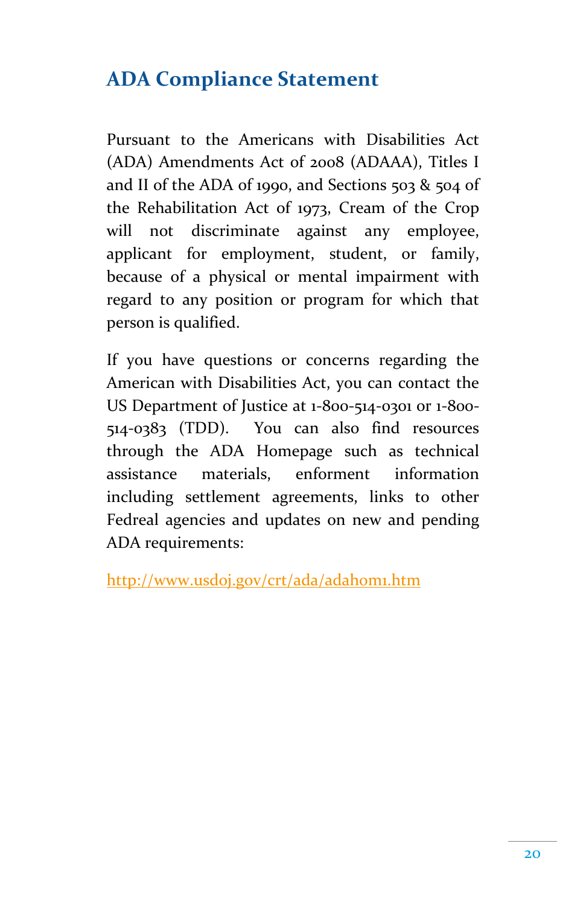## ADA Compliance Statement

Pursuant to the Americans with Disabilities Act (ADA) Amendments Act of 2008 (ADAAA), Titles I and II of the ADA of 1990, and Sections 503 & 504 of the Rehabilitation Act of 1973, Cream of the Crop will not discriminate against any employee, applicant for employment, student, or family, because of a physical or mental impairment with regard to any position or program for which that person is qualified.

If you have questions or concerns regarding the American with Disabilities Act, you can contact the US Department of Justice at 1-800-514-0301 or 1-800-514-0383 (TDD). You can also find resources through the ADA Homepage such as technical assistance materials, enforment information including settlement agreements, links to other Fedreal agencies and updates on new and pending ADA requirements:

http://www.usdoj.gov/crt/ada/adahom1.htm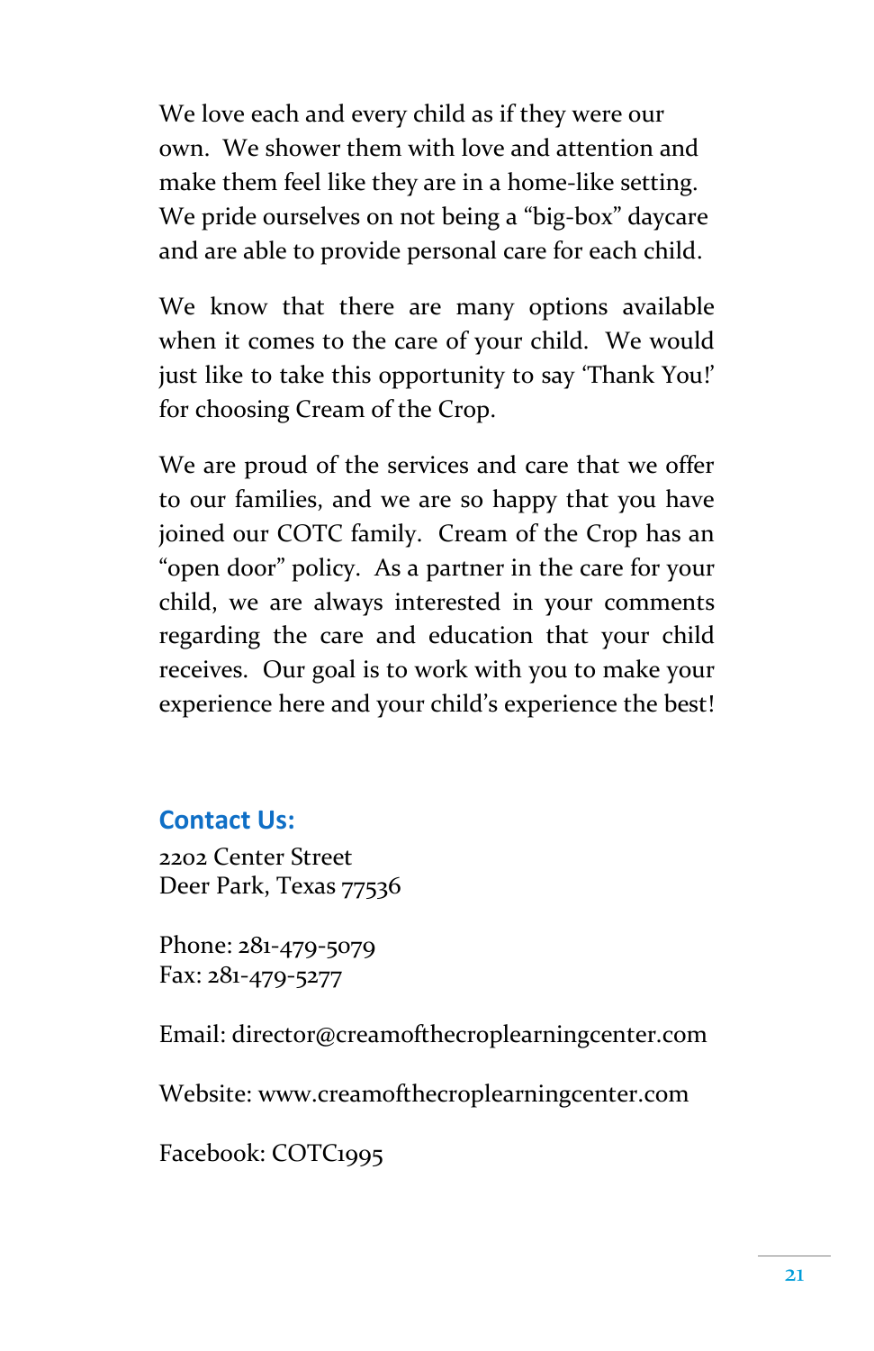We love each and every child as if they were our own. We shower them with love and attention and make them feel like they are in a home-like setting. We pride ourselves on not being a "big-box" daycare and are able to provide personal care for each child.

We know that there are many options available when it comes to the care of your child. We would just like to take this opportunity to say 'Thank You!' for choosing Cream of the Crop.

We are proud of the services and care that we offer to our families, and we are so happy that you have joined our COTC family. Cream of the Crop has an "open door" policy. As a partner in the care for your child, we are always interested in your comments regarding the care and education that your child receives. Our goal is to work with you to make your experience here and your child's experience the best!

## Contact Us:

2202 Center Street
Deer Park, Texas 77536

Phone: 281-479-5079
Fax: 281-479-5277

Email: director@creamofthecroplearningcenter.com

Website: www.creamofthecroplearningcenter.com

Facebook: COTC1995